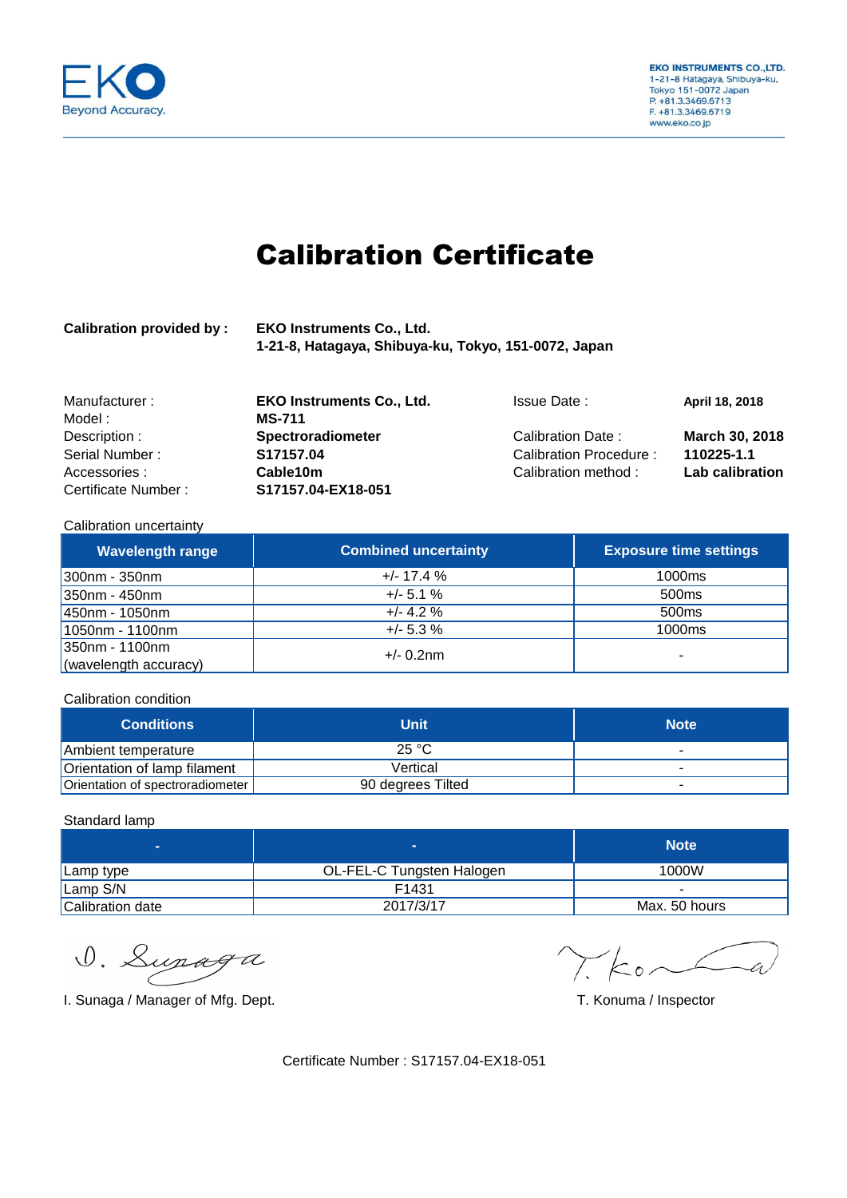EKO
Beyond Accuracy.

**EKO INSTRUMENTS CO.,LTD.**
1-21-8 Hatagaya, Shibuya-ku,
Tokyo 151-0072 Japan
P. +81.3.3469.6713
F. +81.3.3469.6719
www.eko.co.jp

# Calibration Certificate

**Calibration provided by :** **EKO Instruments Co., Ltd.**
**1-21-8, Hatagaya, Shibuya-ku, Tokyo, 151-0072, Japan**

| | | | |
|---|---|---|---|
| Manufacturer : | **EKO Instruments Co., Ltd.** | Issue Date : | **April 18, 2018** |
| Model : | **MS-711** | | |
| Description : | **Spectroradiometer** | Calibration Date : | **March 30, 2018** |
| Serial Number : | **S17157.04** | Calibration Procedure : | **110225-1.1** |
| Accessories : | **Cable10m** | Calibration method : | **Lab calibration** |
| Certificate Number : | **S17157.04-EX18-051** | | |

Calibration uncertainty

| Wavelength range | Combined uncertainty | Exposure time settings |
|---|---|---|
| 300nm - 350nm | +/- 17.4 % | 1000ms |
| 350nm - 450nm | +/- 5.1 % | 500ms |
| 450nm - 1050nm | +/- 4.2 % | 500ms |
| 1050nm - 1100nm | +/- 5.3 % | 1000ms |
| 350nm - 1100nm (wavelength accuracy) | +/- 0.2nm | - |

Calibration condition

| Conditions | Unit | Note |
|---|---|---|
| Ambient temperature | 25 °C | - |
| Orientation of lamp filament | Vertical | - |
| Orientation of spectroradiometer | 90 degrees Tilted | - |

Standard lamp

| - | - | Note |
|---|---|---|
| Lamp type | OL-FEL-C Tungsten Halogen | 1000W |
| Lamp S/N | F1431 | - |
| Calibration date | 2017/3/17 | Max. 50 hours |

I. Sunaga / Manager of Mfg. Dept.

T. Konuma / Inspector

Certificate Number : S17157.04-EX18-051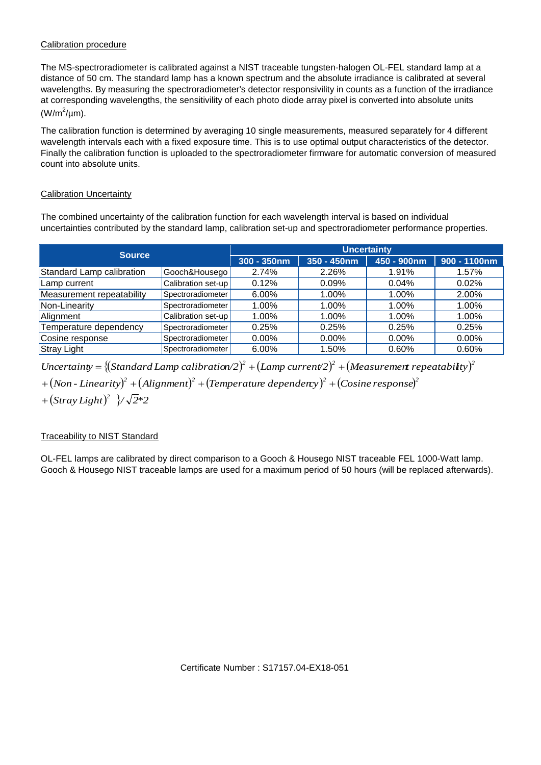## Calibration procedure

The MS-spectroradiometer is calibrated against a NIST traceable tungsten-halogen OL-FEL standard lamp at a distance of 50 cm. The standard lamp has a known spectrum and the absolute irradiance is calibrated at several wavelengths. By measuring the spectroradiometer's detector responsivility in counts as a function of the irradiance at corresponding wavelengths, the sensitivility of each photo diode array pixel is converted into absolute units ($W/m^2/\mu m$).

The calibration function is determined by averaging 10 single measurements, measured separately for 4 different wavelength intervals each with a fixed exposure time. This is to use optimal output characteristics of the detector. Finally the calibration function is uploaded to the spectroradiometer firmware for automatic conversion of measured count into absolute units.

## Calibration Uncertainty

The combined uncertainty of the calibration function for each wavelength interval is based on individual uncertainties contributed by the standard lamp, calibration set-up and spectroradiometer performance properties.

| Source | | Uncertainty | | | |
|---|---|---|---|---|---|
| | | 300 - 350nm | 350 - 450nm | 450 - 900nm | 900 - 1100nm |
| Standard Lamp calibration | Gooch&Housego | 2.74% | 2.26% | 1.91% | 1.57% |
| Lamp current | Calibration set-up | 0.12% | 0.09% | 0.04% | 0.02% |
| Measurement repeatability | Spectroradiometer | 6.00% | 1.00% | 1.00% | 2.00% |
| Non-Linearity | Spectroradiometer | 1.00% | 1.00% | 1.00% | 1.00% |
| Alignment | Calibration set-up | 1.00% | 1.00% | 1.00% | 1.00% |
| Temperature dependency | Spectroradiometer | 0.25% | 0.25% | 0.25% | 0.25% |
| Cosine response | Spectroradiometer | 0.00% | 0.00% | 0.00% | 0.00% |
| Stray Light | Spectroradiometer | 6.00% | 1.50% | 0.60% | 0.60% |

$$Uncertainty = \{(Standard\ Lamp\ calibration/2)^2 + (Lamp\ current/2)^2 + (Measurement\ repeatability)^2 + (Non\text{-}Linearity)^2 + (Alignment)^2 + (Temperature\ dependency)^2 + (Cosine\ response)^2 + (Stray\ Light)^2\ \}/\sqrt{2}*2$$

## Traceability to NIST Standard

OL-FEL lamps are calibrated by direct comparison to a Gooch & Housego NIST traceable FEL 1000-Watt lamp. Gooch & Housego NIST traceable lamps are used for a maximum period of 50 hours (will be replaced afterwards).

Certificate Number : S17157.04-EX18-051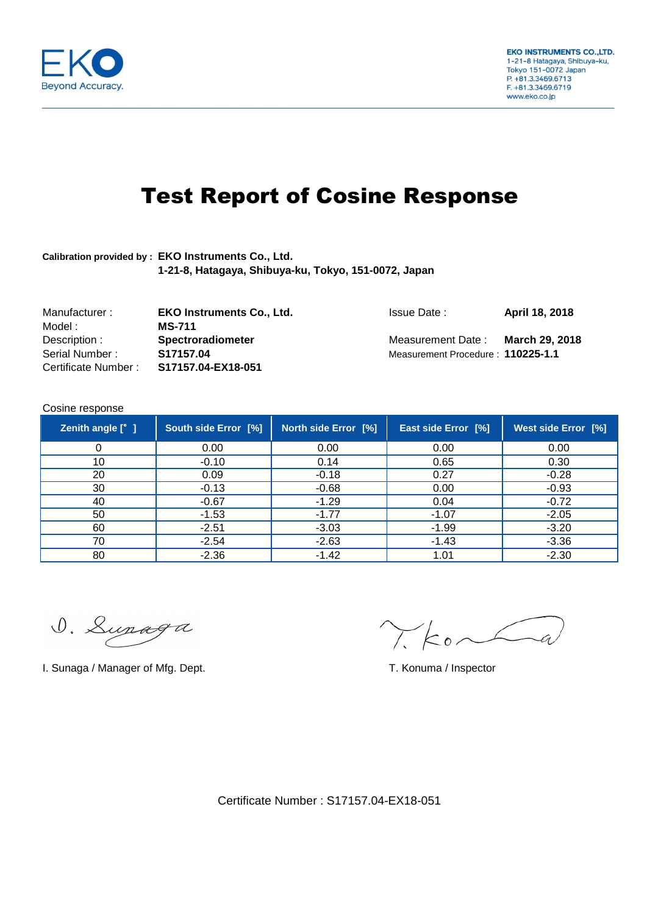EKO Beyond Accuracy.

**EKO INSTRUMENTS CO.,LTD.**
1-21-8 Hatagaya, Shibuya-ku,
Tokyo 151-0072 Japan
P. +81.3.3469.6713
F. +81.3.3469.6719
www.eko.co.jp

# Test Report of Cosine Response

**Calibration provided by : EKO Instruments Co., Ltd.**
**1-21-8, Hatagaya, Shibuya-ku, Tokyo, 151-0072, Japan**

Manufacturer : **EKO Instruments Co., Ltd.**
Model : **MS-711**
Description : **Spectroradiometer**
Serial Number : **S17157.04**
Certificate Number : **S17157.04-EX18-051**

Issue Date : **April 18, 2018**

Measurement Date : **March 29, 2018**
Measurement Procedure : **110225-1.1**

Cosine response

| Zenith angle [° ] | South side Error [%] | North side Error [%] | East side Error [%] | West side Error [%] |
|---|---|---|---|---|
| 0 | 0.00 | 0.00 | 0.00 | 0.00 |
| 10 | -0.10 | 0.14 | 0.65 | 0.30 |
| 20 | 0.09 | -0.18 | 0.27 | -0.28 |
| 30 | -0.13 | -0.68 | 0.00 | -0.93 |
| 40 | -0.67 | -1.29 | 0.04 | -0.72 |
| 50 | -1.53 | -1.77 | -1.07 | -2.05 |
| 60 | -2.51 | -3.03 | -1.99 | -3.20 |
| 70 | -2.54 | -2.63 | -1.43 | -3.36 |
| 80 | -2.36 | -1.42 | 1.01 | -2.30 |

I. Sunaga / Manager of Mfg. Dept.

T. Konuma / Inspector

Certificate Number : S17157.04-EX18-051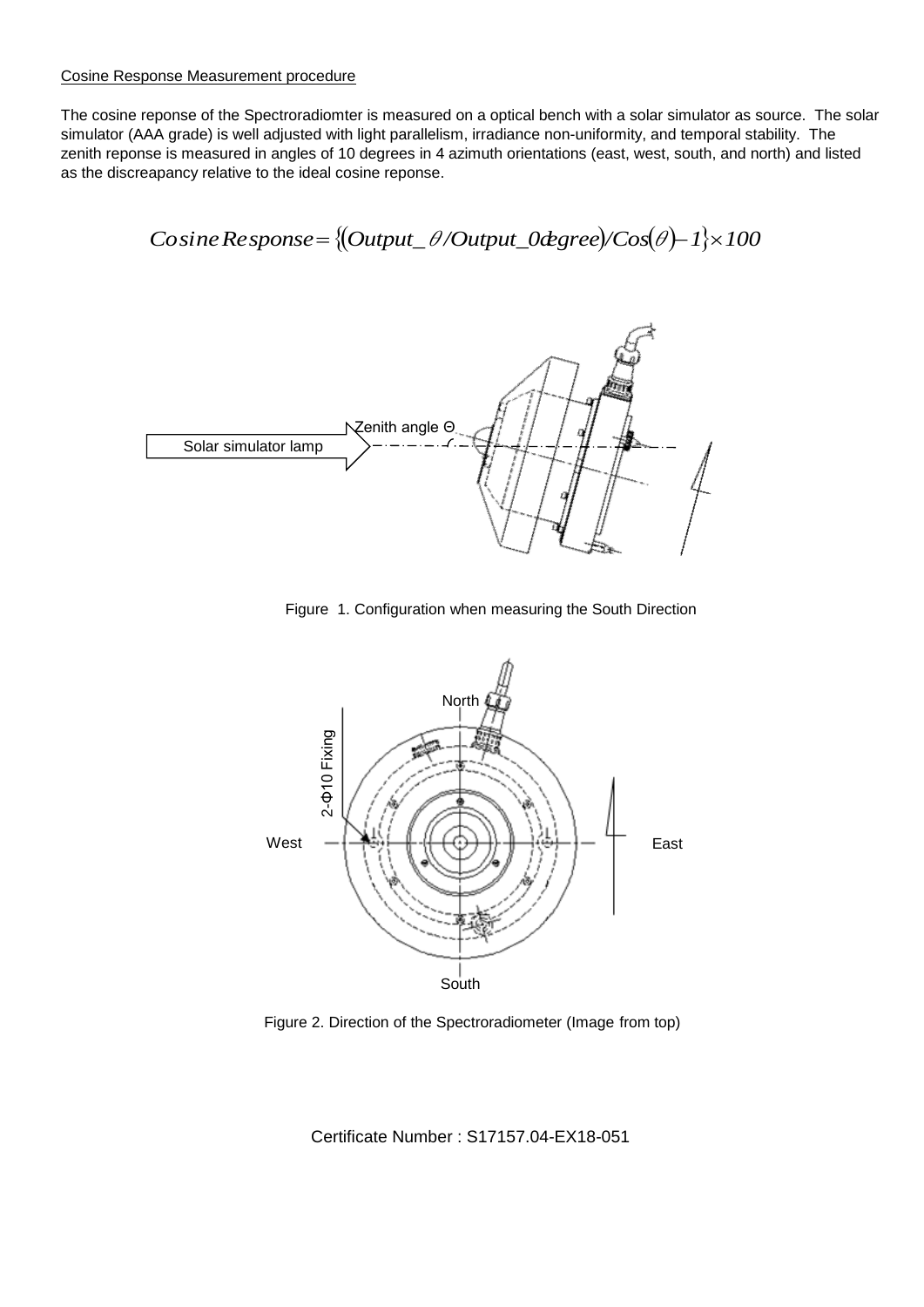Cosine Response Measurement procedure

The cosine reponse of the Spectroradiomter is measured on a optical bench with a solar simulator as source. The solar simulator (AAA grade) is well adjusted with light parallelism, irradiance non-uniformity, and temporal stability. The zenith reponse is measured in angles of 10 degrees in 4 azimuth orientations (east, west, south, and north) and listed as the discreapancy relative to the ideal cosine reponse.

$$Cosine\,Response = \{(Output\_\theta / Output\_0degree) / Cos(\theta) - 1\} \times 100$$

Solar simulator lamp

Zenith angle Θ

Figure 1. Configuration when measuring the South Direction

North

2-Φ10 Fixing

West

East

South

Figure 2. Direction of the Spectroradiometer (Image from top)

Certificate Number : S17157.04-EX18-051